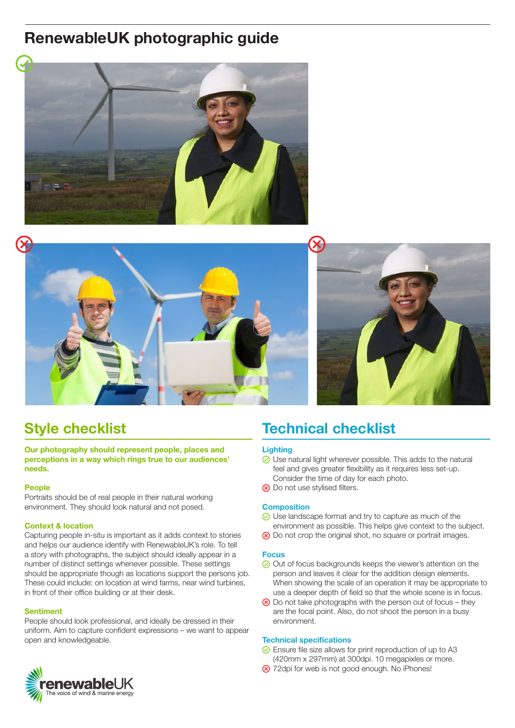# RenewableUK photographic guide

## Style checklist

**Our photography should represent people, places and perceptions in a way which rings true to our audiences' needs.**

### People

Portraits should be of real people in their natural working environment. They should look natural and not posed.

### Context & location

Capturing people in-situ is important as it adds context to stories and helps our audience identify with RenewableUK's role. To tell a story with photographs, the subject should ideally appear in a number of distinct settings whenever possible. These settings should be appropriate though as locations support the persons job. These could include: on location at wind farms, near wind turbines, in front of their office building or at their desk.

### Sentiment

People should look professional, and ideally be dressed in their uniform. Aim to capture confident expressions – we want to appear open and knowledgeable.

## Technical checklist

### Lighting

- ✓ Use natural light wherever possible. This adds to the natural feel and gives greater flexibility as it requires less set-up. Consider the time of day for each photo.
- ✗ Do not use stylised filters.

### Composition

- ✓ Use landscape format and try to capture as much of the environment as possible. This helps give context to the subject.
- ✗ Do not crop the original shot, no square or portrait images.

### Focus

- ✓ Out of focus backgrounds keeps the viewer's attention on the person and leaves it clear for the addition design elements. When showing the scale of an operation it may be appropriate to use a deeper depth of field so that the whole scene is in focus.
- ✗ Do not take photographs with the person out of focus – they are the focal point. Also, do not shoot the person in a busy environment.

### Technical specifications

- ✓ Ensure file size allows for print reproduction of up to A3 (420mm x 297mm) at 300dpi. 10 megapixles or more.
- ✗ 72dpi for web is not good enough. No iPhones!

renewableUK
The voice of wind & marine energy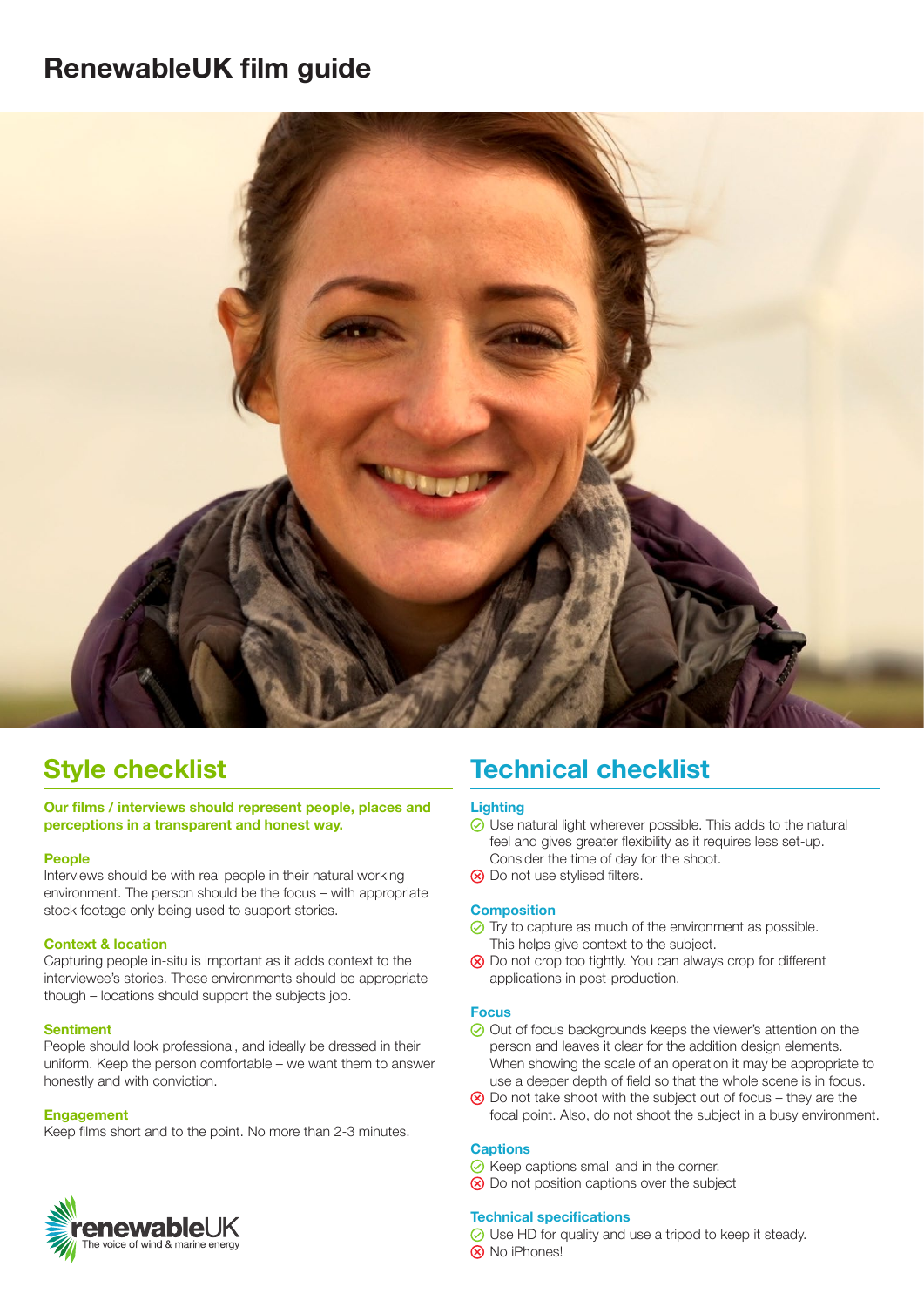# RenewableUK film guide

## Style checklist

**Our films / interviews should represent people, places and perceptions in a transparent and honest way.**

### People

Interviews should be with real people in their natural working environment. The person should be the focus – with appropriate stock footage only being used to support stories.

### Context & location

Capturing people in-situ is important as it adds context to the interviewee's stories. These environments should be appropriate though – locations should support the subjects job.

### Sentiment

People should look professional, and ideally be dressed in their uniform. Keep the person comfortable – we want them to answer honestly and with conviction.

### Engagement

Keep films short and to the point. No more than 2-3 minutes.

renewableUK
The voice of wind & marine energy

## Technical checklist

### Lighting

- ✓ Use natural light wherever possible. This adds to the natural feel and gives greater flexibility as it requires less set-up. Consider the time of day for the shoot.
- ✗ Do not use stylised filters.

### Composition

- ✓ Try to capture as much of the environment as possible. This helps give context to the subject.
- ✗ Do not crop too tightly. You can always crop for different applications in post-production.

### Focus

- ✓ Out of focus backgrounds keeps the viewer's attention on the person and leaves it clear for the addition design elements. When showing the scale of an operation it may be appropriate to use a deeper depth of field so that the whole scene is in focus.
- ✗ Do not take shoot with the subject out of focus – they are the focal point. Also, do not shoot the subject in a busy environment.

### Captions

- ✓ Keep captions small and in the corner.
- ✗ Do not position captions over the subject

### Technical specifications

- ✓ Use HD for quality and use a tripod to keep it steady.
- ✗ No iPhones!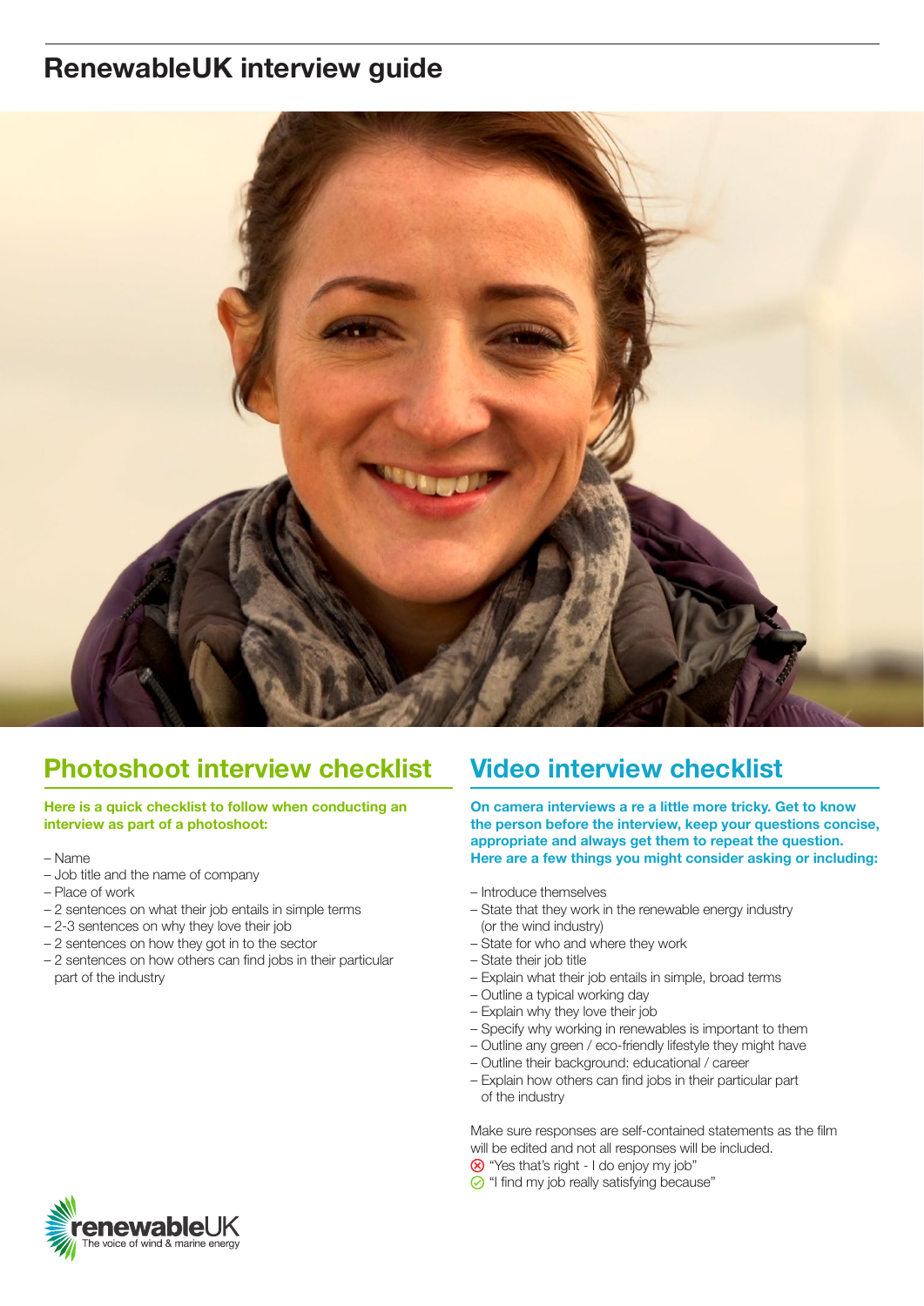# RenewableUK interview guide

## Photoshoot interview checklist

**Here is a quick checklist to follow when conducting an interview as part of a photoshoot:**

- Name
- Job title and the name of company
- Place of work
- 2 sentences on what their job entails in simple terms
- 2-3 sentences on why they love their job
- 2 sentences on how they got in to the sector
- 2 sentences on how others can find jobs in their particular part of the industry

## Video interview checklist

**On camera interviews a re a little more tricky. Get to know the person before the interview, keep your questions concise, appropriate and always get them to repeat the question. Here are a few things you might consider asking or including:**

- Introduce themselves
- State that they work in the renewable energy industry (or the wind industry)
- State for who and where they work
- State their job title
- Explain what their job entails in simple, broad terms
- Outline a typical working day
- Explain why they love their job
- Specify why working in renewables is important to them
- Outline any green / eco-friendly lifestyle they might have
- Outline their background: educational / career
- Explain how others can find jobs in their particular part of the industry

Make sure responses are self-contained statements as the film will be edited and not all responses will be included.

⊗ "Yes that's right - I do enjoy my job"

✓ "I find my job really satisfying because"

renewableUK
The voice of wind & marine energy